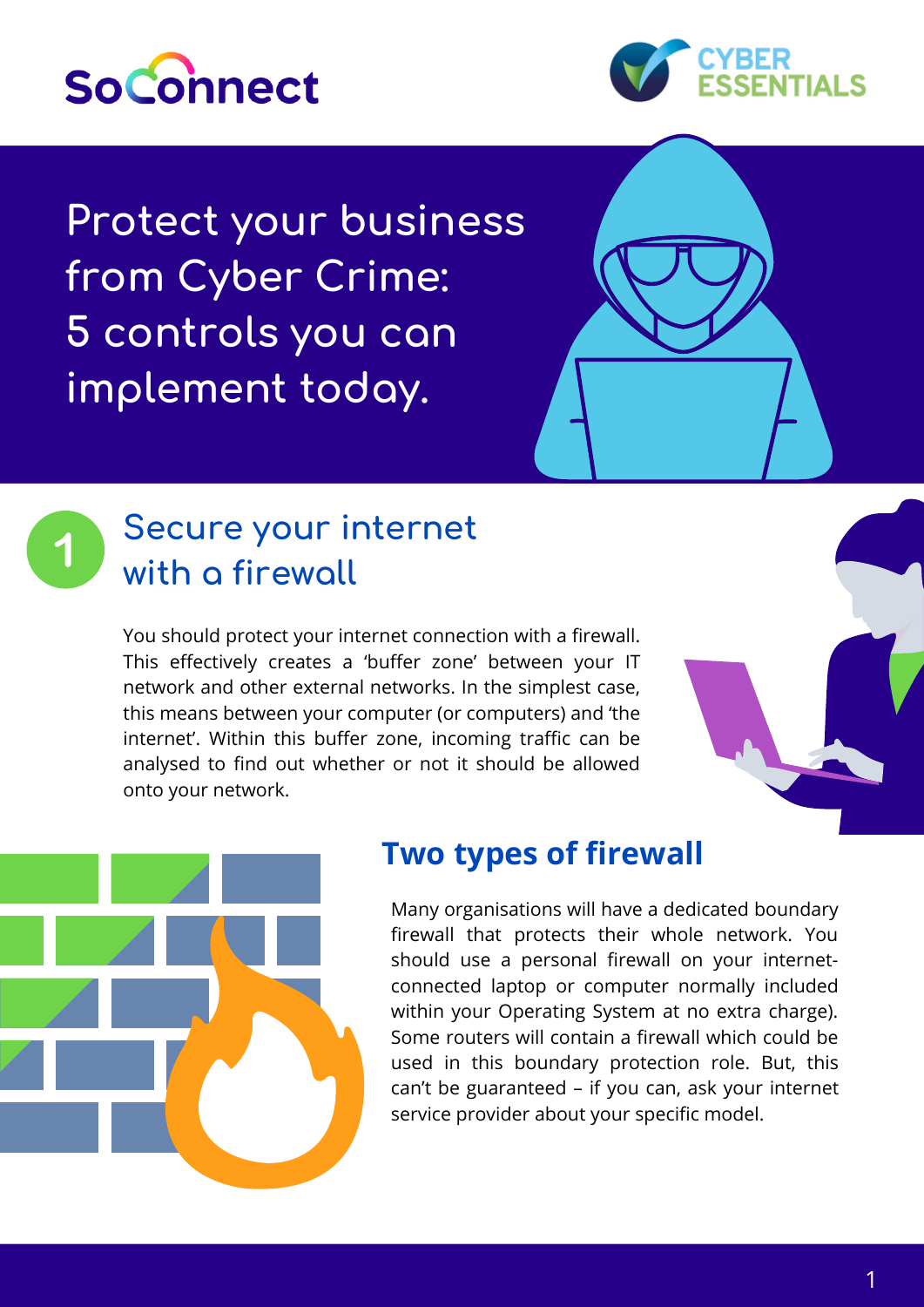SoConnect

CYBER ESSENTIALS

# Protect your business from Cyber Crime: 5 controls you can implement today.

## 1 Secure your internet with a firewall

You should protect your internet connection with a firewall. This effectively creates a 'buffer zone' between your IT network and other external networks. In the simplest case, this means between your computer (or computers) and 'the internet'. Within this buffer zone, incoming traffic can be analysed to find out whether or not it should be allowed onto your network.

### Two types of firewall

Many organisations will have a dedicated boundary firewall that protects their whole network. You should use a personal firewall on your internet-connected laptop or computer normally included within your Operating System at no extra charge). Some routers will contain a firewall which could be used in this boundary protection role. But, this can't be guaranteed – if you can, ask your internet service provider about your specific model.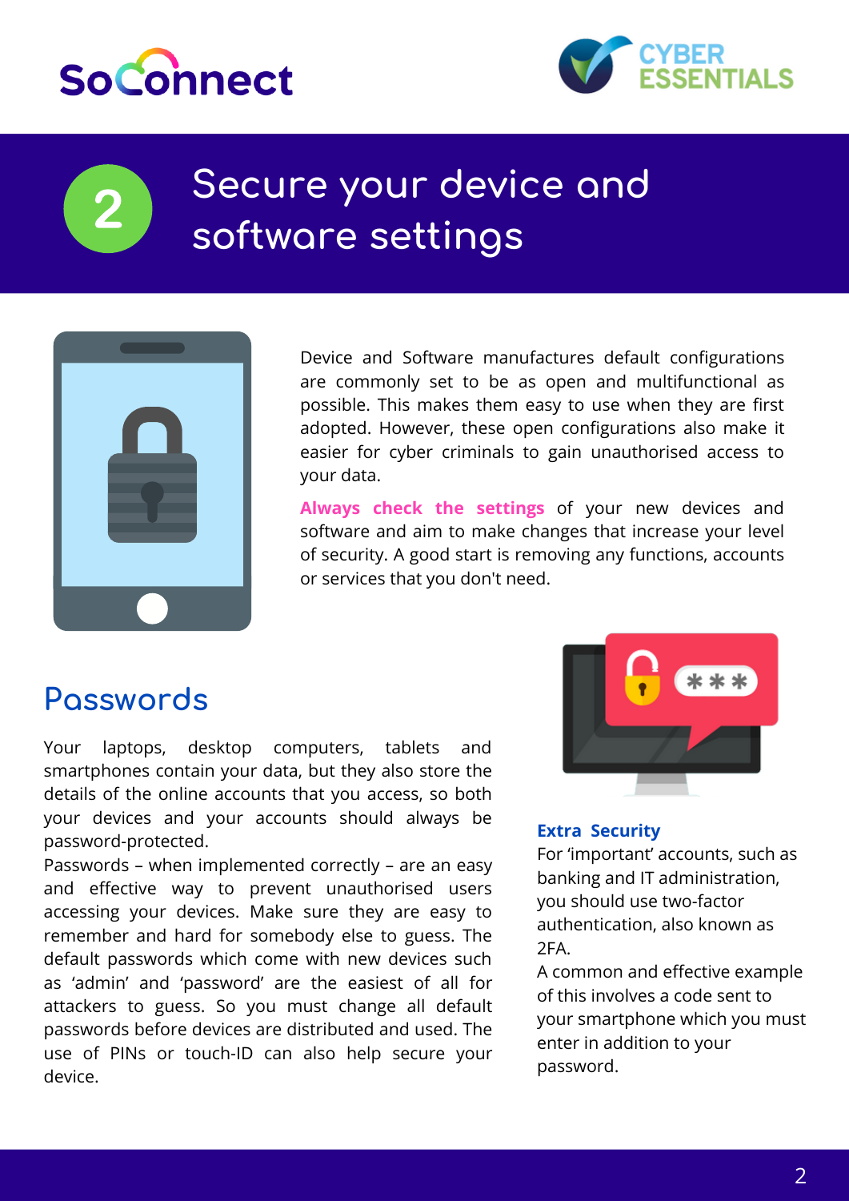# 2 Secure your device and software settings

Device and Software manufactures default configurations are commonly set to be as open and multifunctional as possible. This makes them easy to use when they are first adopted. However, these open configurations also make it easier for cyber criminals to gain unauthorised access to your data.

**Always check the settings** of your new devices and software and aim to make changes that increase your level of security. A good start is removing any functions, accounts or services that you don't need.

## Passwords

Your laptops, desktop computers, tablets and smartphones contain your data, but they also store the details of the online accounts that you access, so both your devices and your accounts should always be password-protected.

Passwords – when implemented correctly – are an easy and effective way to prevent unauthorised users accessing your devices. Make sure they are easy to remember and hard for somebody else to guess. The default passwords which come with new devices such as 'admin' and 'password' are the easiest of all for attackers to guess. So you must change all default passwords before devices are distributed and used. The use of PINs or touch-ID can also help secure your device.

**Extra Security**

For 'important' accounts, such as banking and IT administration, you should use two-factor authentication, also known as 2FA.

A common and effective example of this involves a code sent to your smartphone which you must enter in addition to your password.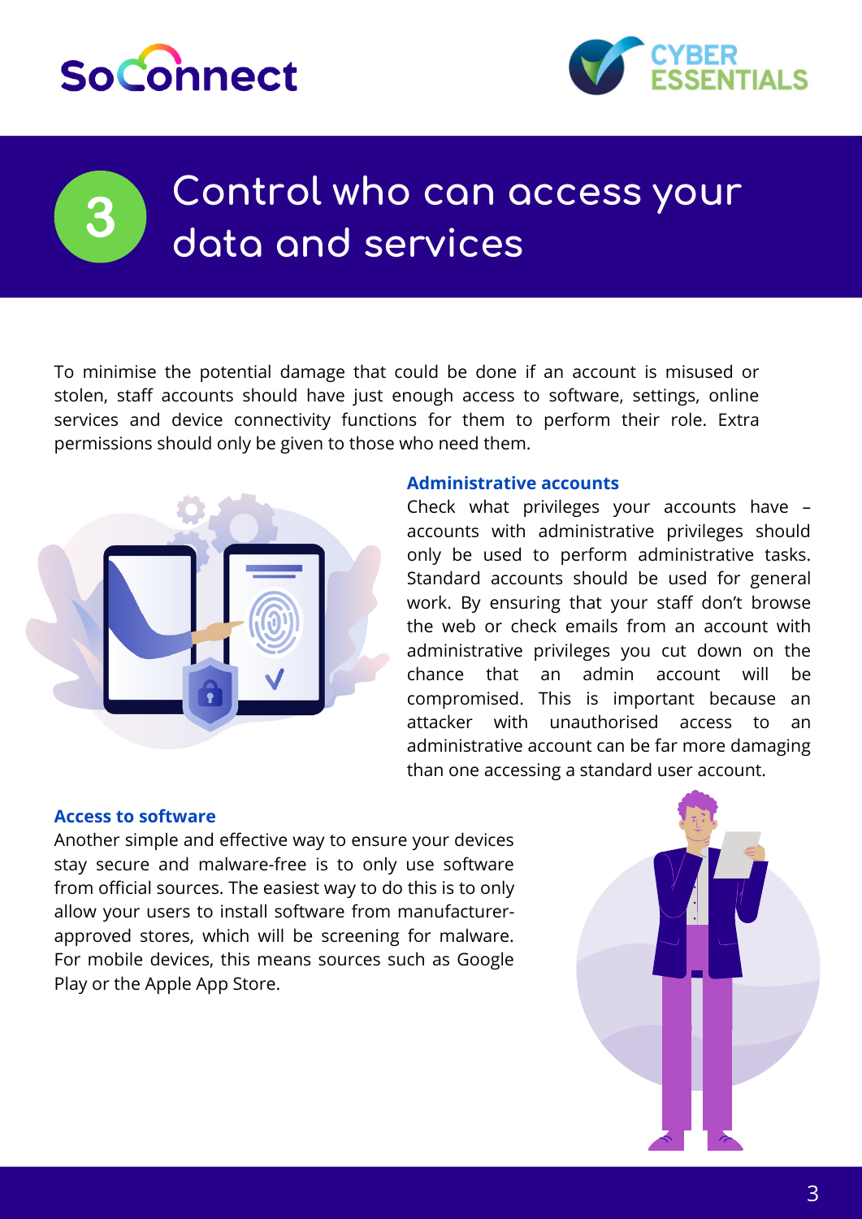# 3 Control who can access your data and services

To minimise the potential damage that could be done if an account is misused or stolen, staff accounts should have just enough access to software, settings, online services and device connectivity functions for them to perform their role. Extra permissions should only be given to those who need them.

### Administrative accounts

Check what privileges your accounts have – accounts with administrative privileges should only be used to perform administrative tasks. Standard accounts should be used for general work. By ensuring that your staff don't browse the web or check emails from an account with administrative privileges you cut down on the chance that an admin account will be compromised. This is important because an attacker with unauthorised access to an administrative account can be far more damaging than one accessing a standard user account.

### Access to software

Another simple and effective way to ensure your devices stay secure and malware-free is to only use software from official sources. The easiest way to do this is to only allow your users to install software from manufacturer-approved stores, which will be screening for malware. For mobile devices, this means sources such as Google Play or the Apple App Store.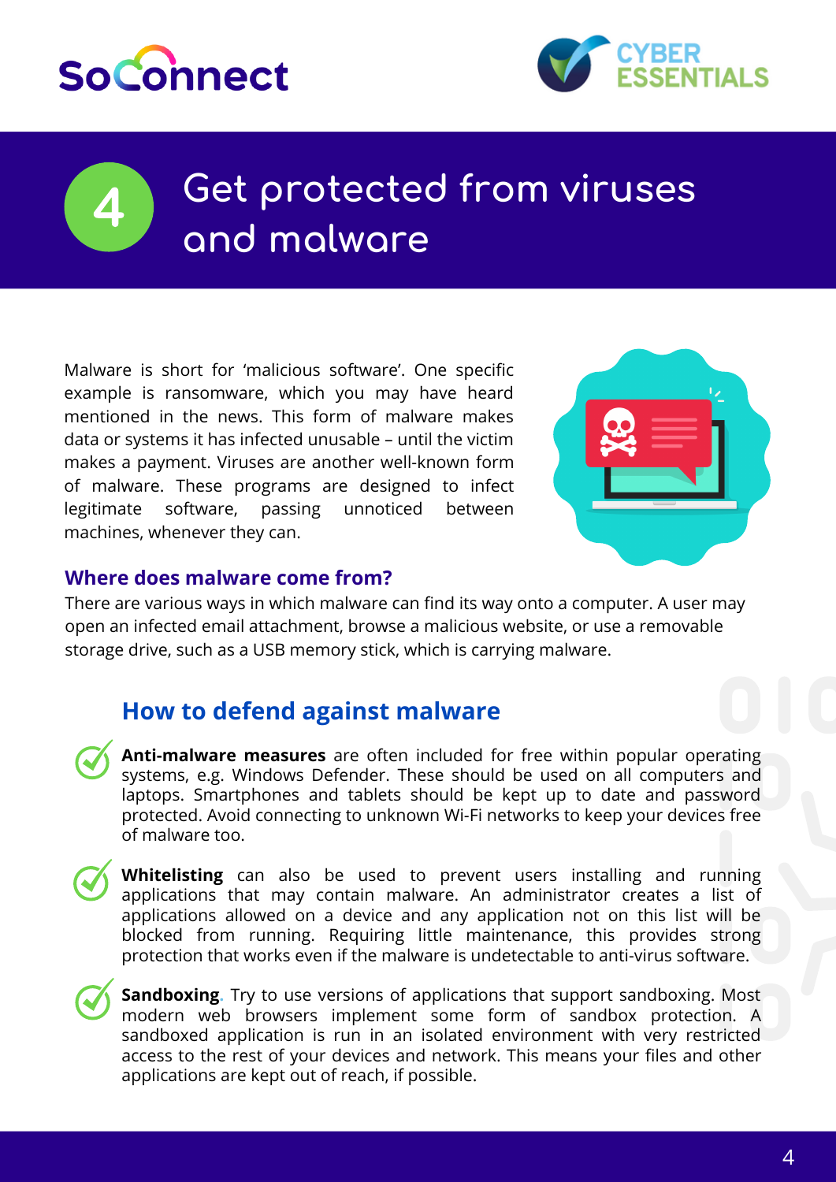# 4 Get protected from viruses and malware

Malware is short for 'malicious software'. One specific example is ransomware, which you may have heard mentioned in the news. This form of malware makes data or systems it has infected unusable – until the victim makes a payment. Viruses are another well-known form of malware. These programs are designed to infect legitimate software, passing unnoticed between machines, whenever they can.

### Where does malware come from?

There are various ways in which malware can find its way onto a computer. A user may open an infected email attachment, browse a malicious website, or use a removable storage drive, such as a USB memory stick, which is carrying malware.

## How to defend against malware

- **Anti-malware measures** are often included for free within popular operating systems, e.g. Windows Defender. These should be used on all computers and laptops. Smartphones and tablets should be kept up to date and password protected. Avoid connecting to unknown Wi-Fi networks to keep your devices free of malware too.

- **Whitelisting** can also be used to prevent users installing and running applications that may contain malware. An administrator creates a list of applications allowed on a device and any application not on this list will be blocked from running. Requiring little maintenance, this provides strong protection that works even if the malware is undetectable to anti-virus software.

- **Sandboxing**. Try to use versions of applications that support sandboxing. Most modern web browsers implement some form of sandbox protection. A sandboxed application is run in an isolated environment with very restricted access to the rest of your devices and network. This means your files and other applications are kept out of reach, if possible.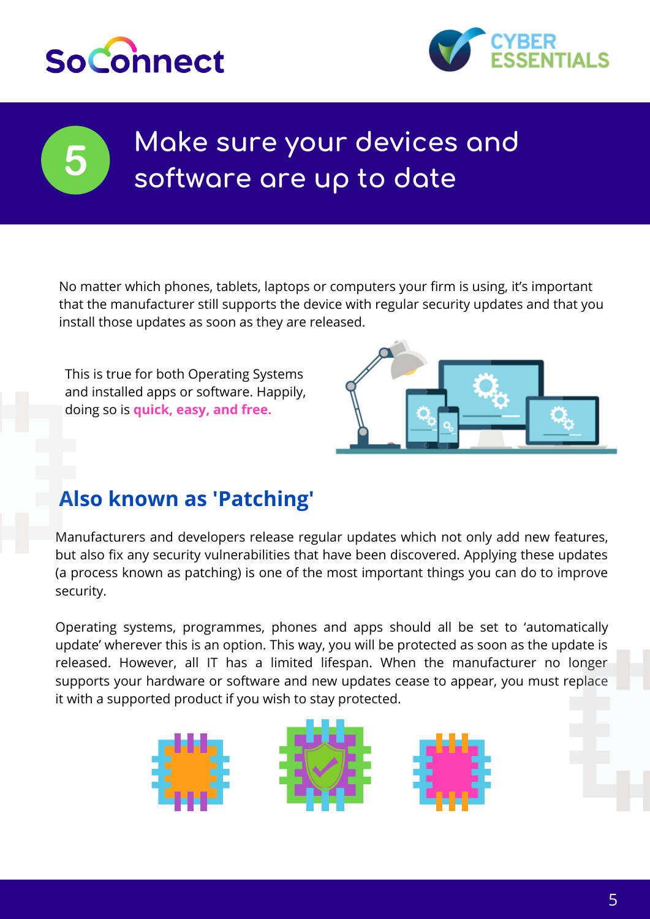# 5 Make sure your devices and software are up to date

No matter which phones, tablets, laptops or computers your firm is using, it's important that the manufacturer still supports the device with regular security updates and that you install those updates as soon as they are released.

This is true for both Operating Systems and installed apps or software. Happily, doing so is **quick, easy, and free.**

## Also known as 'Patching'

Manufacturers and developers release regular updates which not only add new features, but also fix any security vulnerabilities that have been discovered. Applying these updates (a process known as patching) is one of the most important things you can do to improve security.

Operating systems, programmes, phones and apps should all be set to 'automatically update' wherever this is an option. This way, you will be protected as soon as the update is released. However, all IT has a limited lifespan. When the manufacturer no longer supports your hardware or software and new updates cease to appear, you must replace it with a supported product if you wish to stay protected.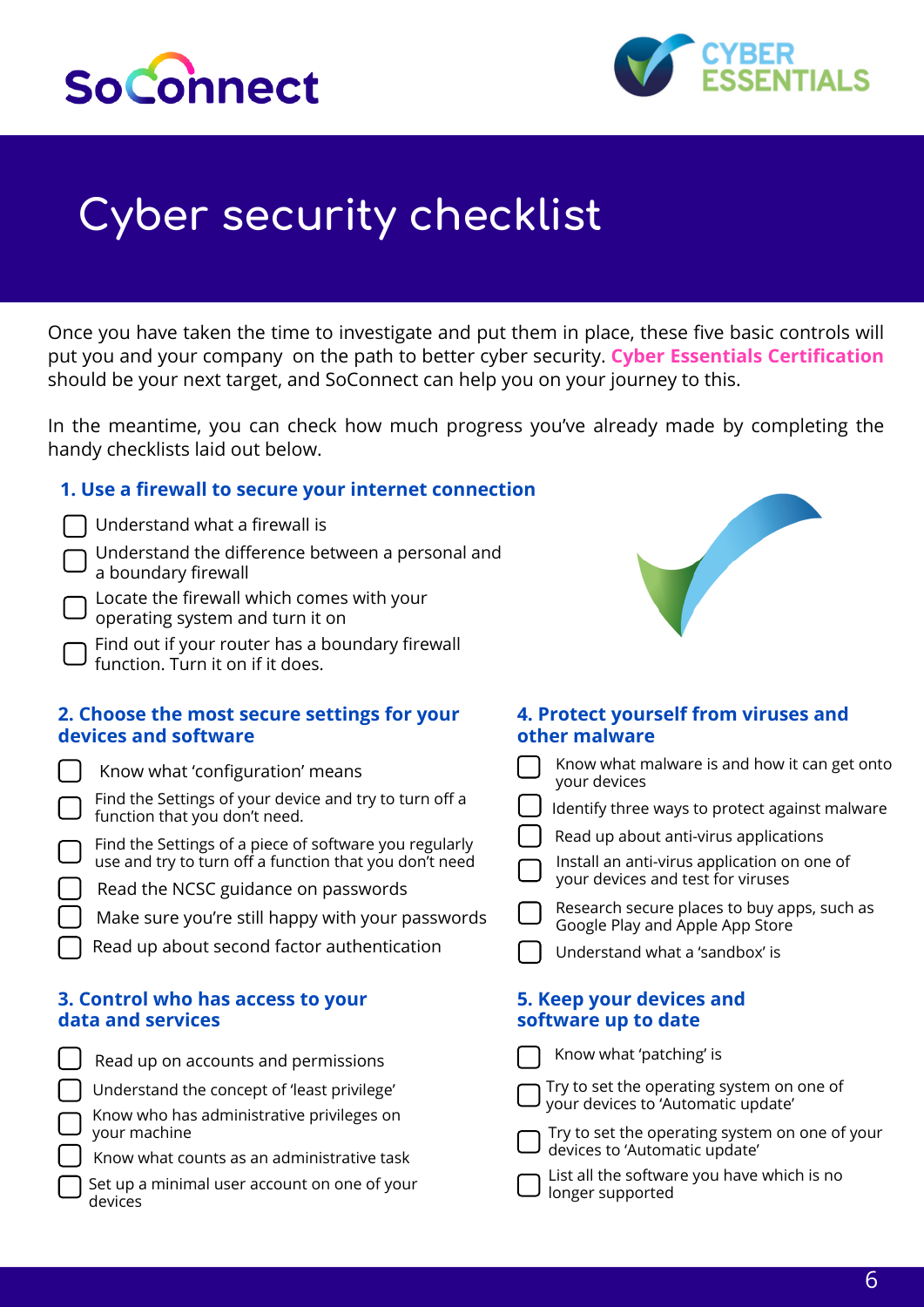# Cyber security checklist

Once you have taken the time to investigate and put them in place, these five basic controls will put you and your company on the path to better cyber security. **Cyber Essentials Certification** should be your next target, and SoConnect can help you on your journey to this.

In the meantime, you can check how much progress you've already made by completing the handy checklists laid out below.

## 1. Use a firewall to secure your internet connection

- [ ] Understand what a firewall is
- [ ] Understand the difference between a personal and a boundary firewall
- [ ] Locate the firewall which comes with your operating system and turn it on
- [ ] Find out if your router has a boundary firewall function. Turn it on if it does.

## 2. Choose the most secure settings for your devices and software

- [ ] Know what 'configuration' means
- [ ] Find the Settings of your device and try to turn off a function that you don't need.
- [ ] Find the Settings of a piece of software you regularly use and try to turn off a function that you don't need
- [ ] Read the NCSC guidance on passwords
- [ ] Make sure you're still happy with your passwords
- [ ] Read up about second factor authentication

## 3. Control who has access to your data and services

- [ ] Read up on accounts and permissions
- [ ] Understand the concept of 'least privilege'
- [ ] Know who has administrative privileges on your machine
- [ ] Know what counts as an administrative task
- [ ] Set up a minimal user account on one of your devices

## 4. Protect yourself from viruses and other malware

- [ ] Know what malware is and how it can get onto your devices
- [ ] Identify three ways to protect against malware
- [ ] Read up about anti-virus applications
- [ ] Install an anti-virus application on one of your devices and test for viruses
- [ ] Research secure places to buy apps, such as Google Play and Apple App Store
- [ ] Understand what a 'sandbox' is

## 5. Keep your devices and software up to date

- [ ] Know what 'patching' is
- [ ] Try to set the operating system on one of your devices to 'Automatic update'
- [ ] Try to set the operating system on one of your devices to 'Automatic update'
- [ ] List all the software you have which is no longer supported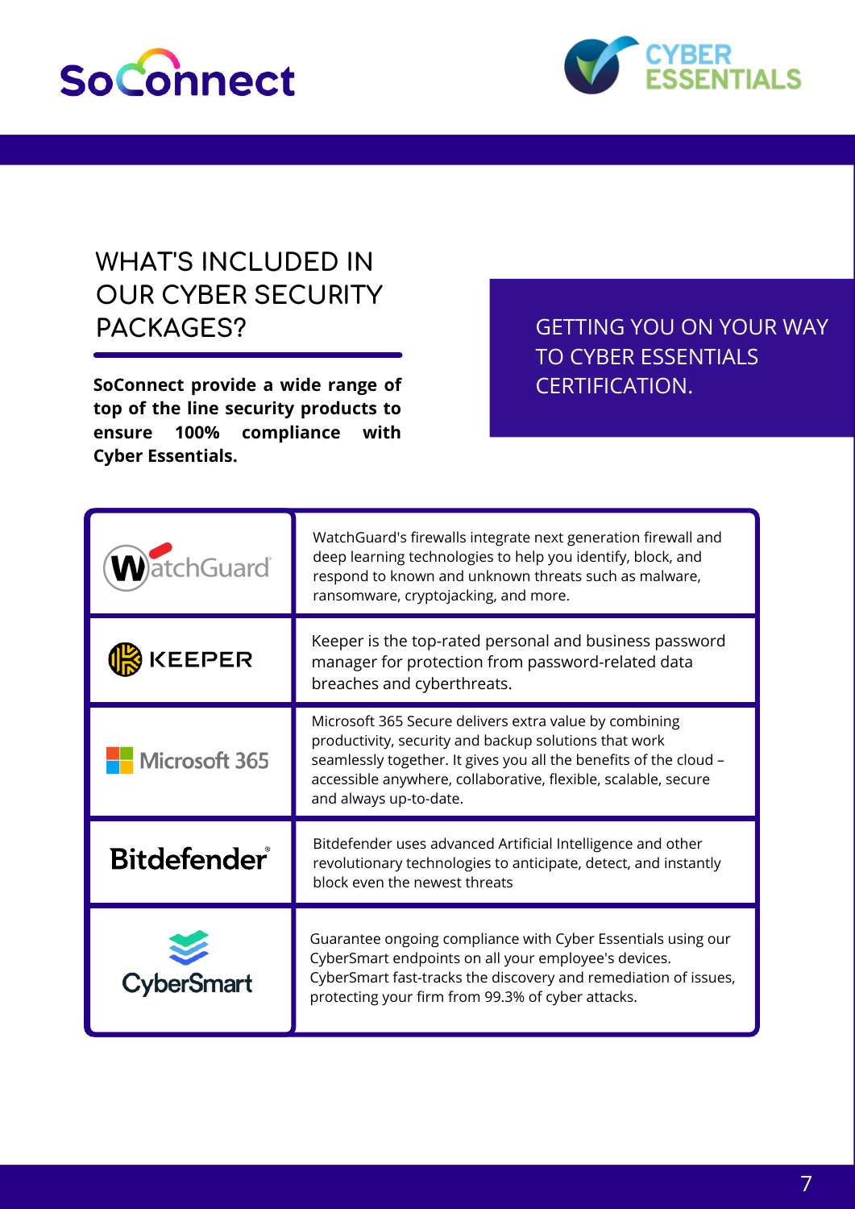# WHAT'S INCLUDED IN OUR CYBER SECURITY PACKAGES?

**SoConnect provide a wide range of top of the line security products to ensure 100% compliance with Cyber Essentials.**

GETTING YOU ON YOUR WAY TO CYBER ESSENTIALS CERTIFICATION.

| Product | Description |
| --- | --- |
| WatchGuard | WatchGuard's firewalls integrate next generation firewall and deep learning technologies to help you identify, block, and respond to known and unknown threats such as malware, ransomware, cryptojacking, and more. |
| KEEPER | Keeper is the top-rated personal and business password manager for protection from password-related data breaches and cyberthreats. |
| Microsoft 365 | Microsoft 365 Secure delivers extra value by combining productivity, security and backup solutions that work seamlessly together. It gives you all the benefits of the cloud – accessible anywhere, collaborative, flexible, scalable, secure and always up-to-date. |
| Bitdefender | Bitdefender uses advanced Artificial Intelligence and other revolutionary technologies to anticipate, detect, and instantly block even the newest threats |
| CyberSmart | Guarantee ongoing compliance with Cyber Essentials using our CyberSmart endpoints on all your employee's devices. CyberSmart fast-tracks the discovery and remediation of issues, protecting your firm from 99.3% of cyber attacks. |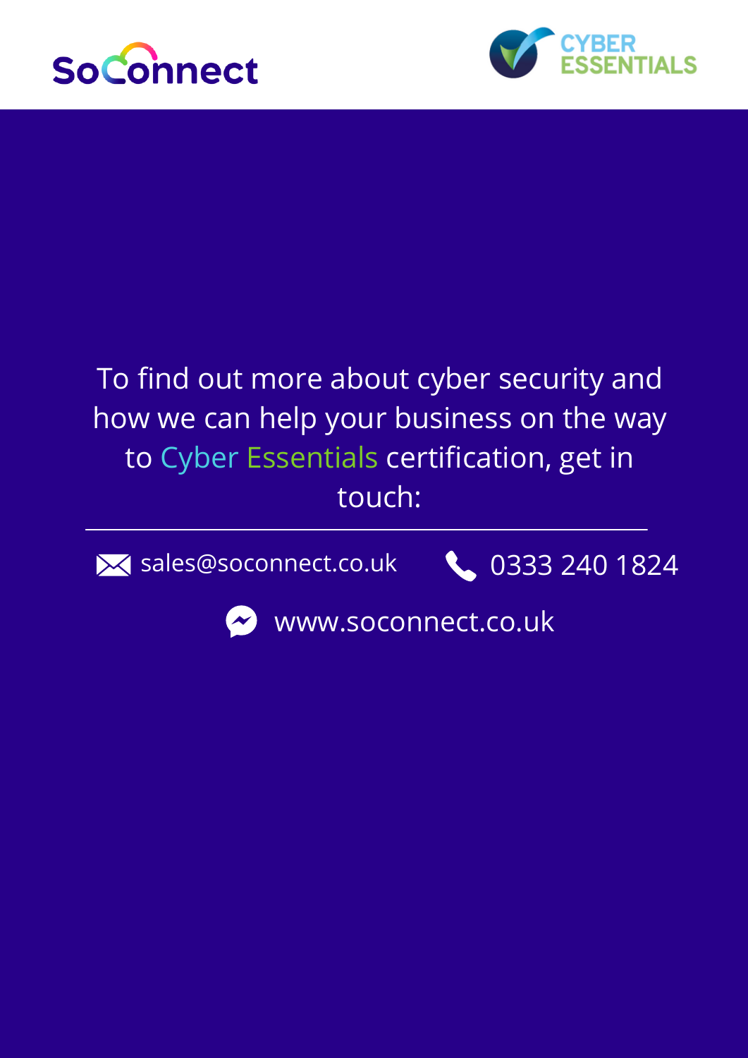SoConnect

CYBER ESSENTIALS

To find out more about cyber security and how we can help your business on the way to Cyber Essentials certification, get in touch:

sales@soconnect.co.uk

0333 240 1824

www.soconnect.co.uk